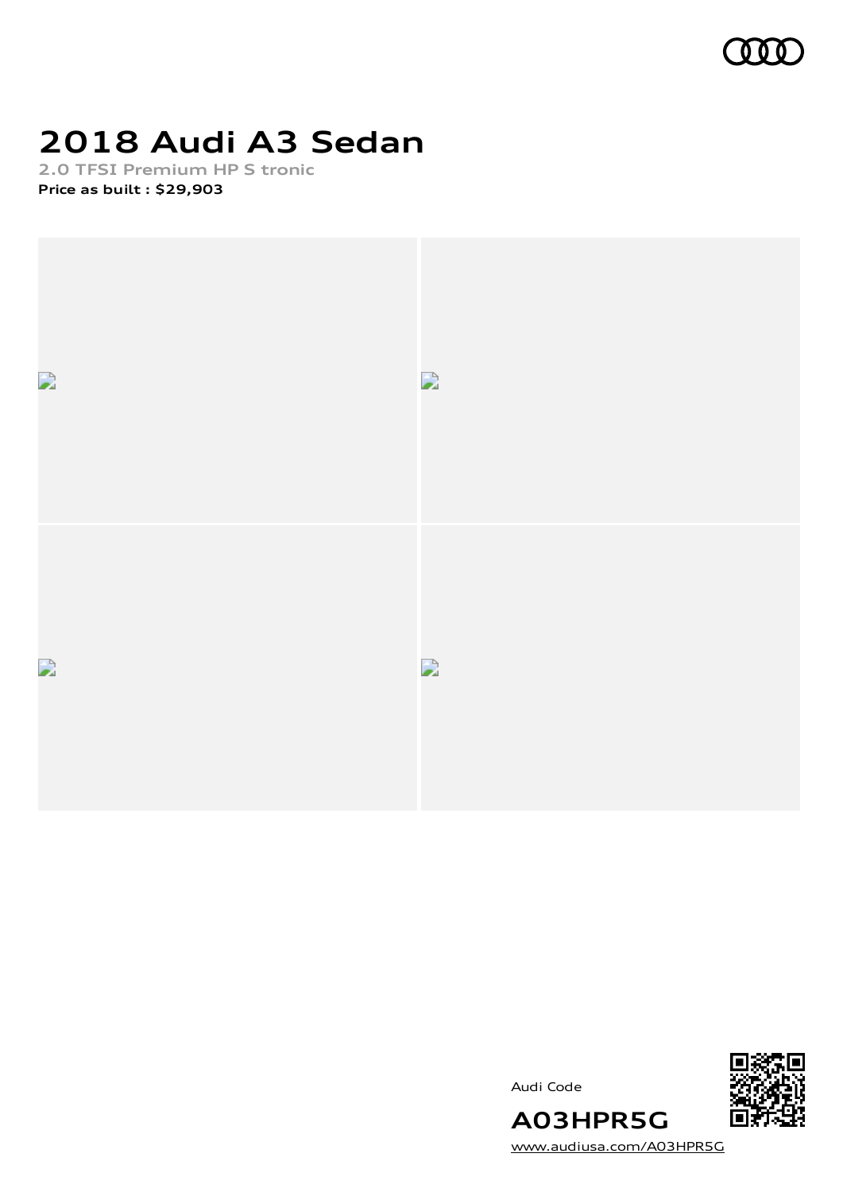# 2018 Audi A3 Sedan

**2.0 TFSI Premium HP S tronic**

**Price as built : $29,903**

Audi Code

**A03HPR5G**

[www.audiusa.com/A03HPR5G](www.audiusa.com/A03HPR5G)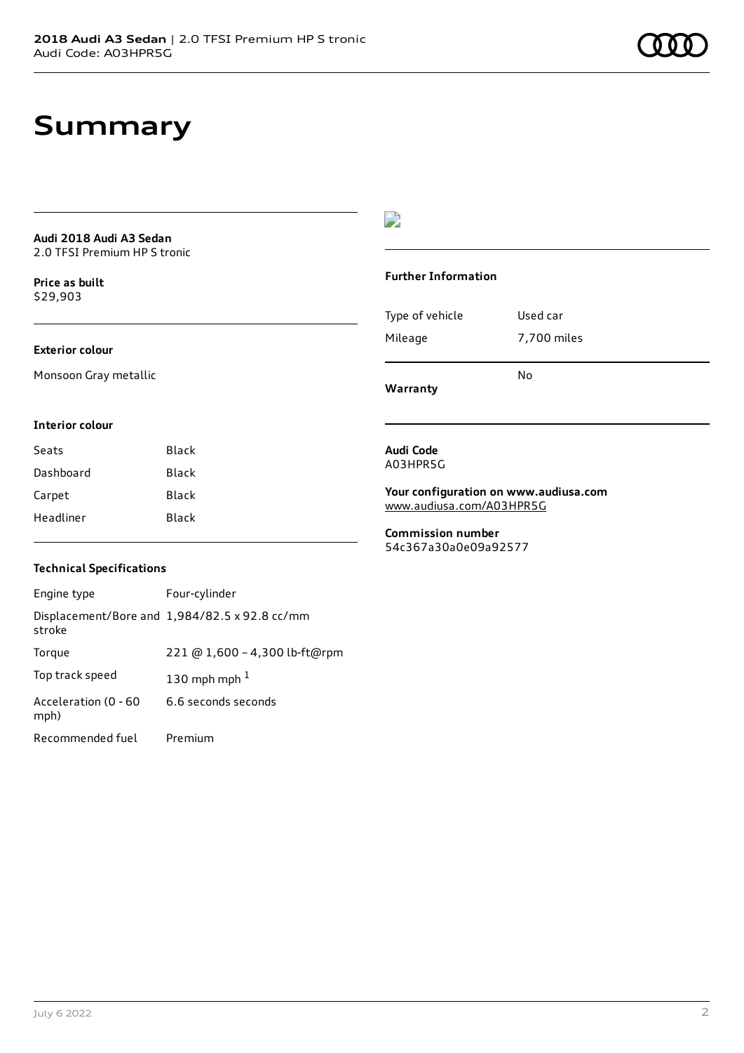# Summary

**Audi 2018 Audi A3 Sedan**
2.0 TFSI Premium HP S tronic

**Price as built**
$29,903

### Exterior colour

Monsoon Gray metallic

### Interior colour

| | |
|---|---|
| Seats | Black |
| Dashboard | Black |
| Carpet | Black |
| Headliner | Black |

### Technical Specifications

| | |
|---|---|
| Engine type | Four-cylinder |
| Displacement/Bore and stroke | 1,984/82.5 x 92.8 cc/mm |
| Torque | 221 @ 1,600 – 4,300 lb-ft@rpm |
| Top track speed | 130 mph mph [1] |
| Acceleration (0 - 60 mph) | 6.6 seconds seconds |
| Recommended fuel | Premium |

### Further Information

| | |
|---|---|
| Type of vehicle | Used car |
| Mileage | 7,700 miles |
| Warranty | No |

**Audi Code**
A03HPR5G

**Your configuration on www.audiusa.com**
www.audiusa.com/A03HPR5G

**Commission number**
54c367a30a0e09a92577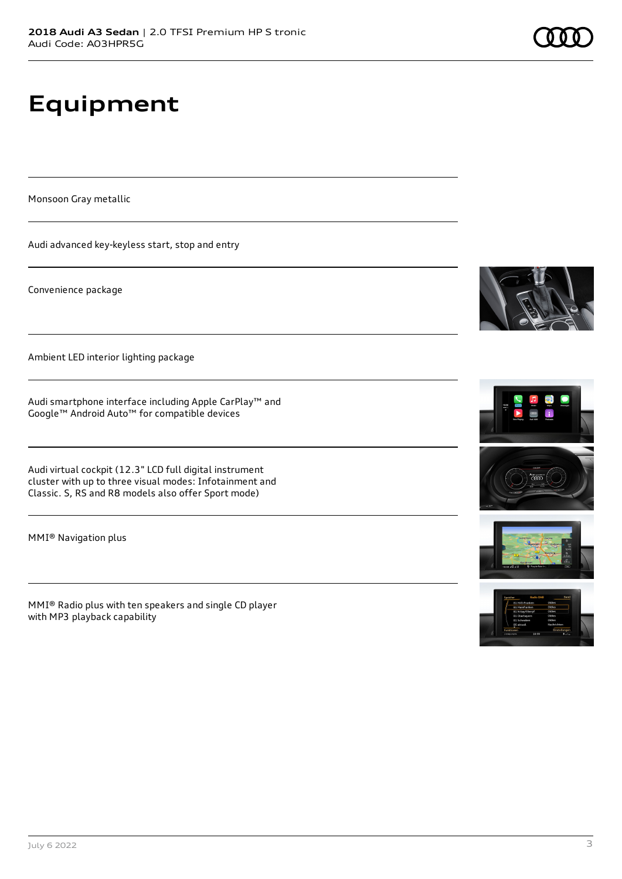# Equipment

Monsoon Gray metallic

Audi advanced key-keyless start, stop and entry

Convenience package

Ambient LED interior lighting package

Audi smartphone interface including Apple CarPlay™ and Google™ Android Auto™ for compatible devices

Audi virtual cockpit (12.3" LCD full digital instrument cluster with up to three visual modes: Infotainment and Classic. S, RS and R8 models also offer Sport mode)

MMI® Navigation plus

MMI® Radio plus with ten speakers and single CD player with MP3 playback capability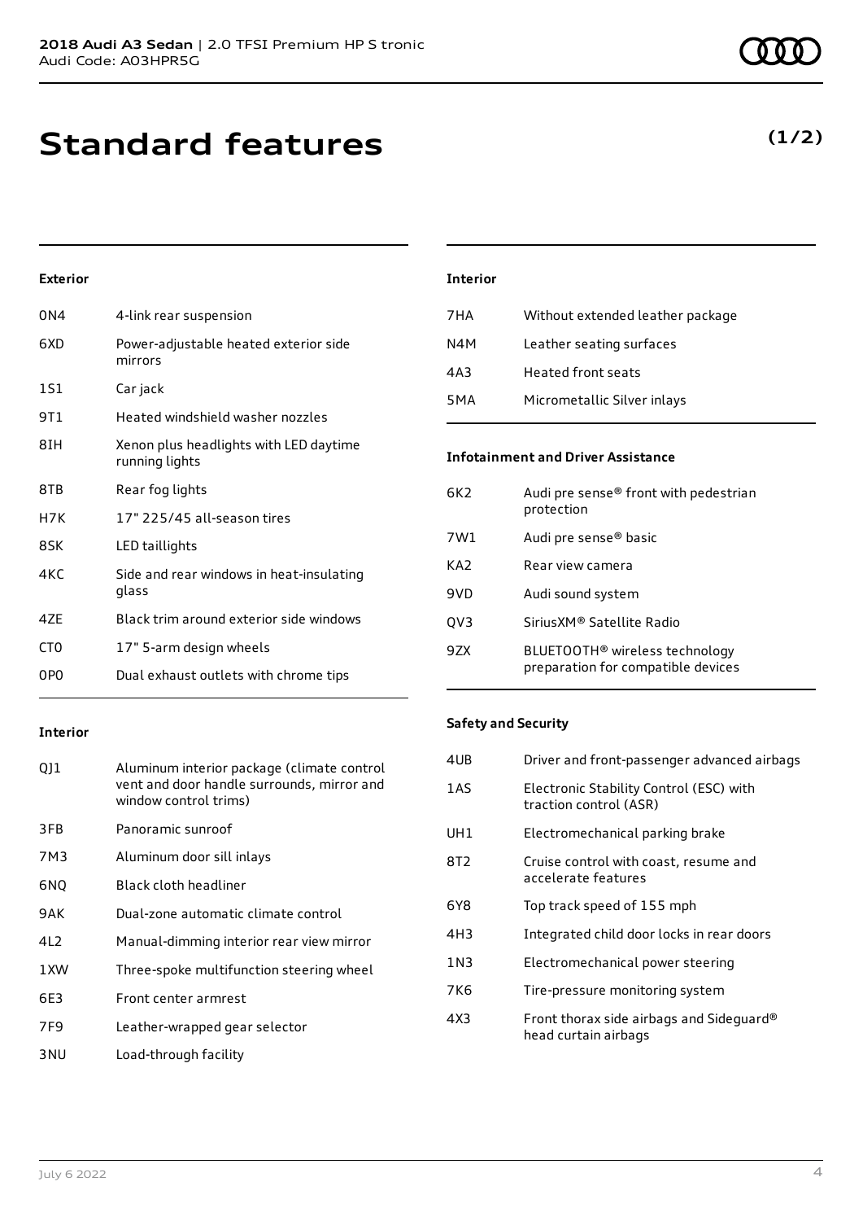**2018 Audi A3 Sedan** | 2.0 TFSI Premium HP S tronic
Audi Code: A03HPR5G

# Standard features

**(1/2)**

### Exterior

| | |
|---|---|
| 0N4 | 4-link rear suspension |
| 6XD | Power-adjustable heated exterior side mirrors |
| 1S1 | Car jack |
| 9T1 | Heated windshield washer nozzles |
| 8IH | Xenon plus headlights with LED daytime running lights |
| 8TB | Rear fog lights |
| H7K | 17" 225/45 all-season tires |
| 8SK | LED taillights |
| 4KC | Side and rear windows in heat-insulating glass |
| 4ZE | Black trim around exterior side windows |
| CT0 | 17" 5-arm design wheels |
| 0P0 | Dual exhaust outlets with chrome tips |

### Interior

| | |
|---|---|
| QJ1 | Aluminum interior package (climate control vent and door handle surrounds, mirror and window control trims) |
| 3FB | Panoramic sunroof |
| 7M3 | Aluminum door sill inlays |
| 6NQ | Black cloth headliner |
| 9AK | Dual-zone automatic climate control |
| 4L2 | Manual-dimming interior rear view mirror |
| 1XW | Three-spoke multifunction steering wheel |
| 6E3 | Front center armrest |
| 7F9 | Leather-wrapped gear selector |
| 3NU | Load-through facility |
| 7HA | Without extended leather package |
| N4M | Leather seating surfaces |
| 4A3 | Heated front seats |
| 5MA | Micrometallic Silver inlays |

### Infotainment and Driver Assistance

| | |
|---|---|
| 6K2 | Audi pre sense® front with pedestrian protection |
| 7W1 | Audi pre sense® basic |
| KA2 | Rear view camera |
| 9VD | Audi sound system |
| QV3 | SiriusXM® Satellite Radio |
| 9ZX | BLUETOOTH® wireless technology preparation for compatible devices |

### Safety and Security

| | |
|---|---|
| 4UB | Driver and front-passenger advanced airbags |
| 1AS | Electronic Stability Control (ESC) with traction control (ASR) |
| UH1 | Electromechanical parking brake |
| 8T2 | Cruise control with coast, resume and accelerate features |
| 6Y8 | Top track speed of 155 mph |
| 4H3 | Integrated child door locks in rear doors |
| 1N3 | Electromechanical power steering |
| 7K6 | Tire-pressure monitoring system |
| 4X3 | Front thorax side airbags and Sideguard® head curtain airbags |

July 6 2022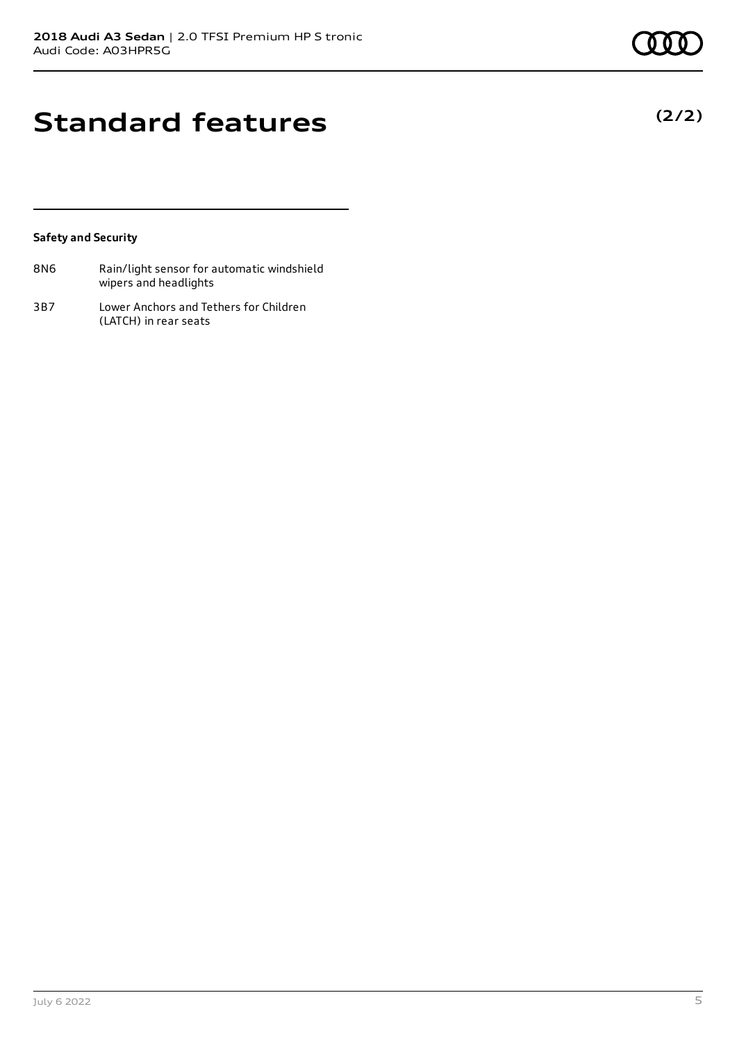# Standard features

**(2/2)**

### Safety and Security

| | |
|---|---|
| 8N6 | Rain/light sensor for automatic windshield wipers and headlights |
| 3B7 | Lower Anchors and Tethers for Children (LATCH) in rear seats |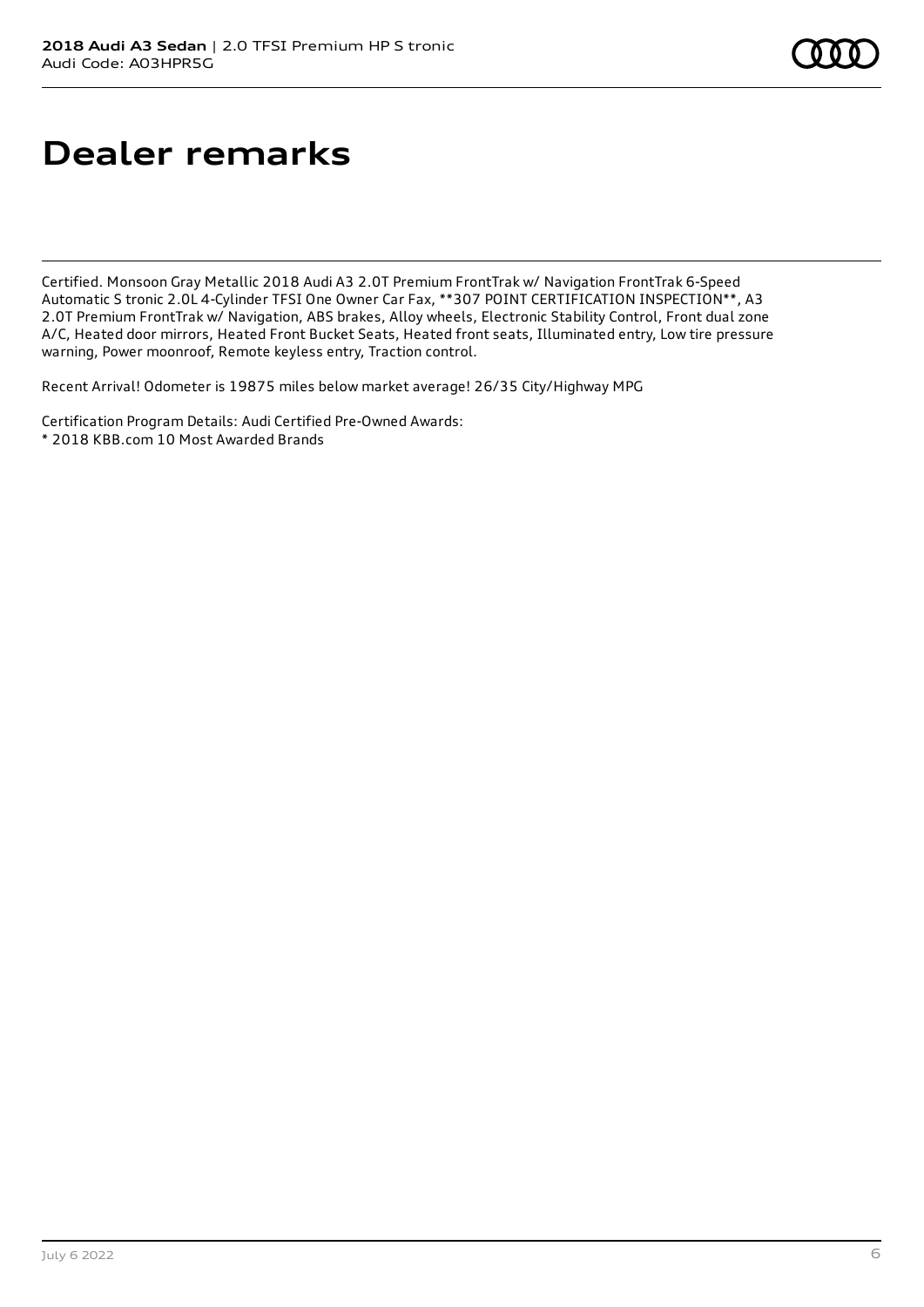# Dealer remarks

Certified. Monsoon Gray Metallic 2018 Audi A3 2.0T Premium FrontTrak w/ Navigation FrontTrak 6-Speed Automatic S tronic 2.0L 4-Cylinder TFSI One Owner Car Fax, **307 POINT CERTIFICATION INSPECTION**, A3 2.0T Premium FrontTrak w/ Navigation, ABS brakes, Alloy wheels, Electronic Stability Control, Front dual zone A/C, Heated door mirrors, Heated Front Bucket Seats, Heated front seats, Illuminated entry, Low tire pressure warning, Power moonroof, Remote keyless entry, Traction control.

Recent Arrival! Odometer is 19875 miles below market average! 26/35 City/Highway MPG

Certification Program Details: Audi Certified Pre-Owned Awards:
* 2018 KBB.com 10 Most Awarded Brands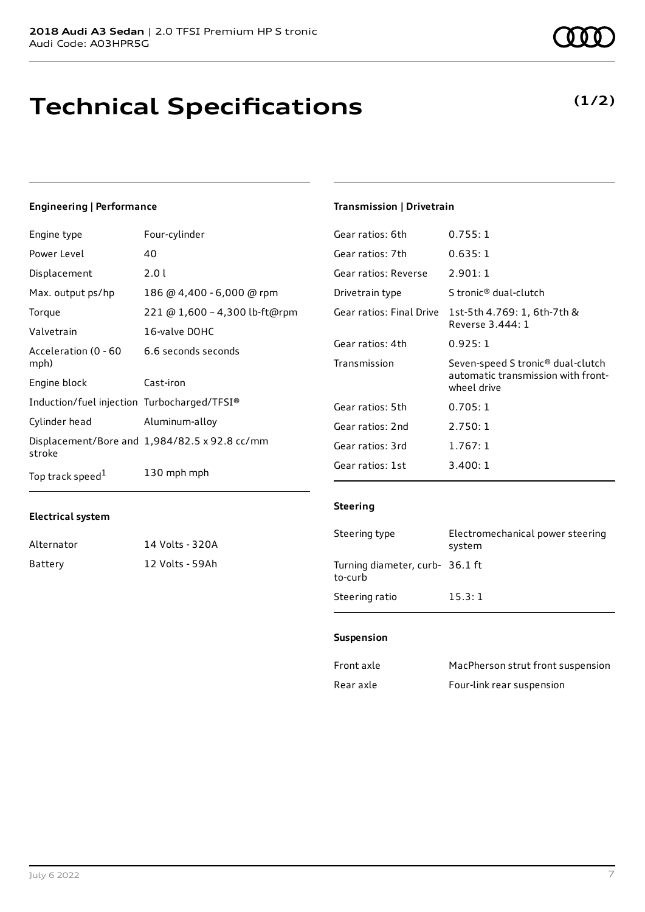# Technical Specifications

**(1/2)**

### Engineering | Performance

| | |
|---|---|
| Engine type | Four-cylinder |
| Power Level | 40 |
| Displacement | 2.0 l |
| Max. output ps/hp | 186 @ 4,400 - 6,000 @ rpm |
| Torque | 221 @ 1,600 – 4,300 lb-ft@rpm |
| Valvetrain | 16-valve DOHC |
| Acceleration (0 - 60 mph) | 6.6 seconds seconds |
| Engine block | Cast-iron |
| Induction/fuel injection | Turbocharged/TFSI® |
| Cylinder head | Aluminum-alloy |
| Displacement/Bore and stroke | 1,984/82.5 x 92.8 cc/mm |
| Top track speed[1] | 130 mph mph |

### Electrical system

| | |
|---|---|
| Alternator | 14 Volts - 320A |
| Battery | 12 Volts - 59Ah |

### Transmission | Drivetrain

| | |
|---|---|
| Gear ratios: 6th | 0.755: 1 |
| Gear ratios: 7th | 0.635: 1 |
| Gear ratios: Reverse | 2.901: 1 |
| Drivetrain type | S tronic® dual-clutch |
| Gear ratios: Final Drive | 1st-5th 4.769: 1, 6th-7th & Reverse 3.444: 1 |
| Gear ratios: 4th | 0.925: 1 |
| Transmission | Seven-speed S tronic® dual-clutch automatic transmission with front-wheel drive |
| Gear ratios: 5th | 0.705: 1 |
| Gear ratios: 2nd | 2.750: 1 |
| Gear ratios: 3rd | 1.767: 1 |
| Gear ratios: 1st | 3.400: 1 |

### Steering

| | |
|---|---|
| Steering type | Electromechanical power steering system |
| Turning diameter, curb-to-curb | 36.1 ft |
| Steering ratio | 15.3: 1 |

### Suspension

| | |
|---|---|
| Front axle | MacPherson strut front suspension |
| Rear axle | Four-link rear suspension |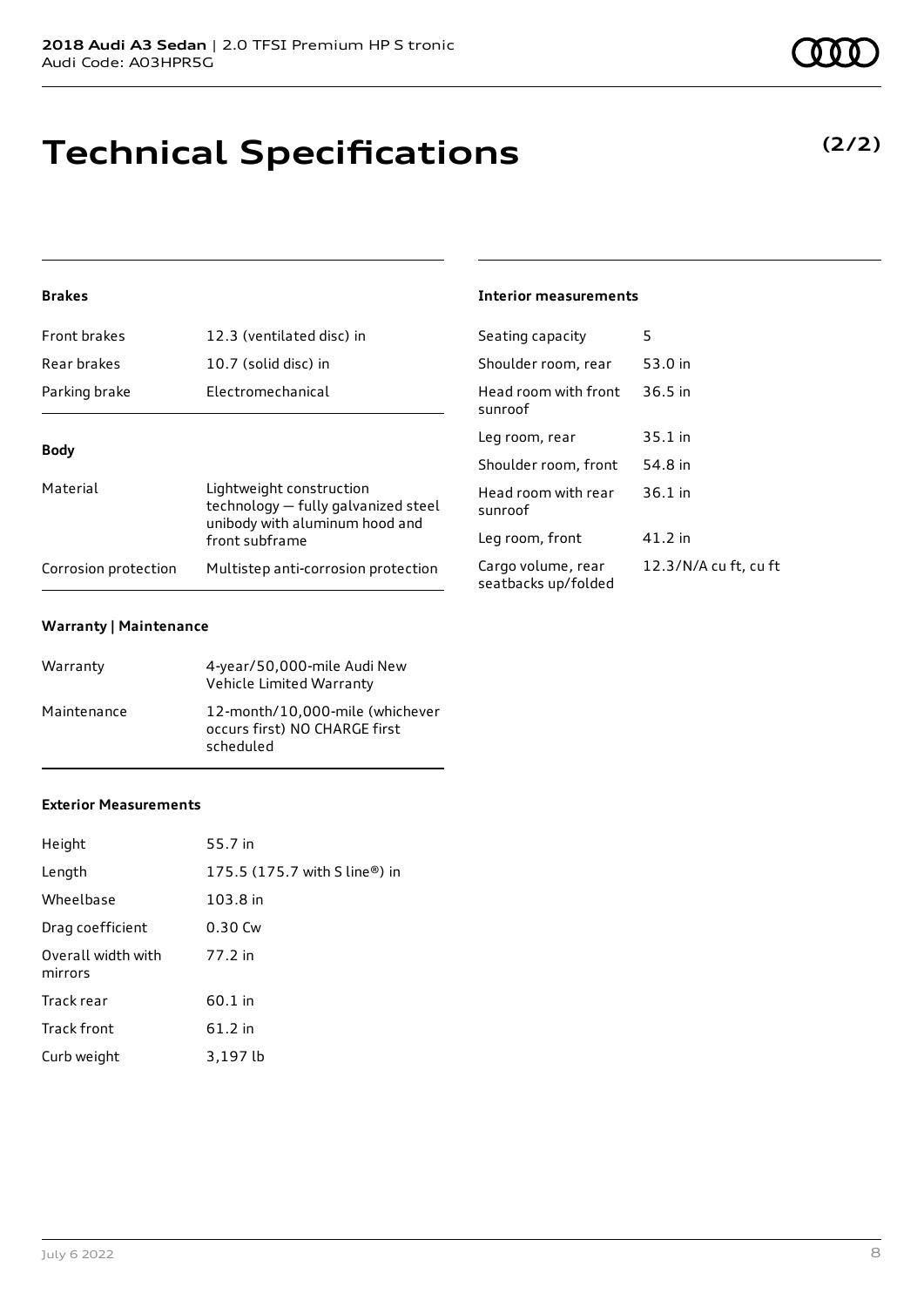**2018 Audi A3 Sedan** | 2.0 TFSI Premium HP S tronic
Audi Code: A03HPR5G

# Technical Specifications

**(2/2)**

### Brakes

| Front brakes | 12.3 (ventilated disc) in |
|---|---|
| Rear brakes | 10.7 (solid disc) in |
| Parking brake | Electromechanical |

### Body

| Material | Lightweight construction technology — fully galvanized steel unibody with aluminum hood and front subframe |
|---|---|
| Corrosion protection | Multistep anti-corrosion protection |

### Warranty | Maintenance

| Warranty | 4-year/50,000-mile Audi New Vehicle Limited Warranty |
|---|---|
| Maintenance | 12-month/10,000-mile (whichever occurs first) NO CHARGE first scheduled |

### Exterior Measurements

| Height | 55.7 in |
|---|---|
| Length | 175.5 (175.7 with S line®) in |
| Wheelbase | 103.8 in |
| Drag coefficient | 0.30 Cw |
| Overall width with mirrors | 77.2 in |
| Track rear | 60.1 in |
| Track front | 61.2 in |
| Curb weight | 3,197 lb |

### Interior measurements

| Seating capacity | 5 |
|---|---|
| Shoulder room, rear | 53.0 in |
| Head room with front sunroof | 36.5 in |
| Leg room, rear | 35.1 in |
| Shoulder room, front | 54.8 in |
| Head room with rear sunroof | 36.1 in |
| Leg room, front | 41.2 in |
| Cargo volume, rear seatbacks up/folded | 12.3/N/A cu ft, cu ft |

July 6 2022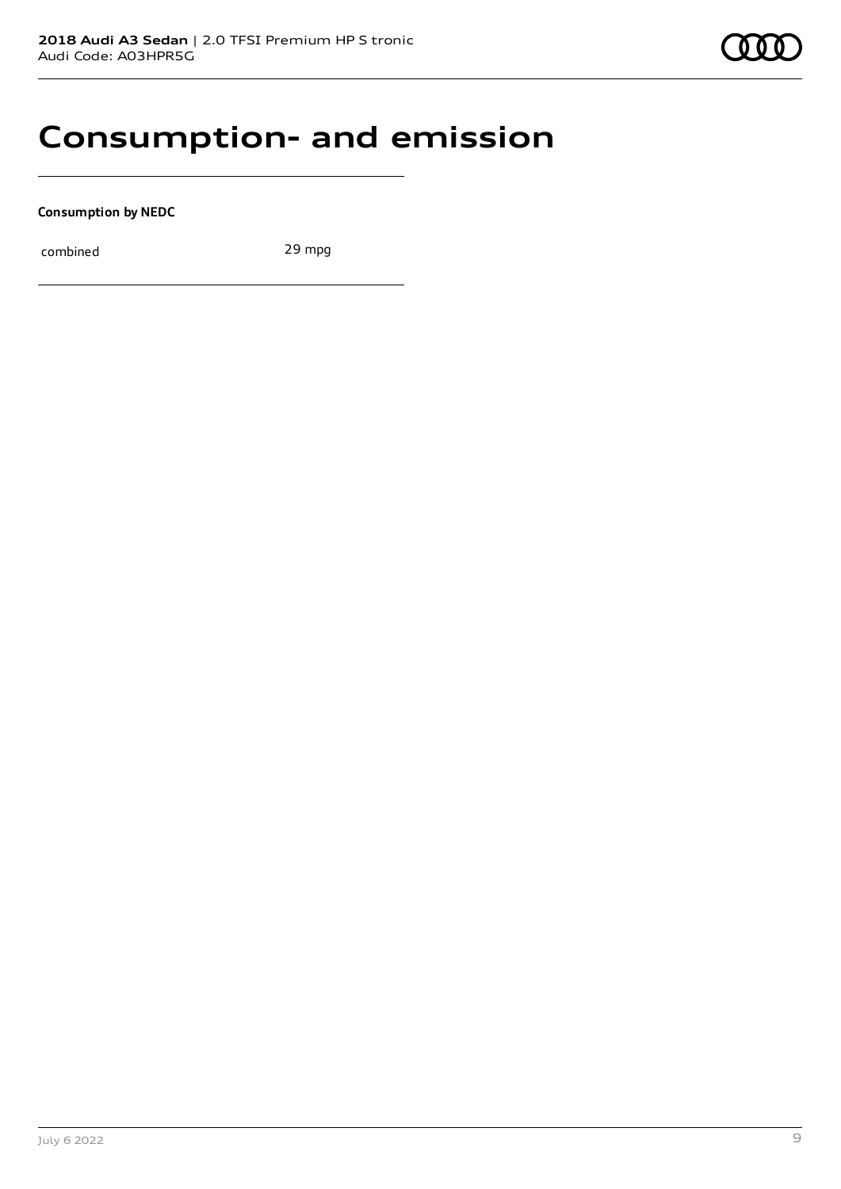# Consumption- and emission

**Consumption by NEDC**

| | |
|---|---|
| combined | 29 mpg |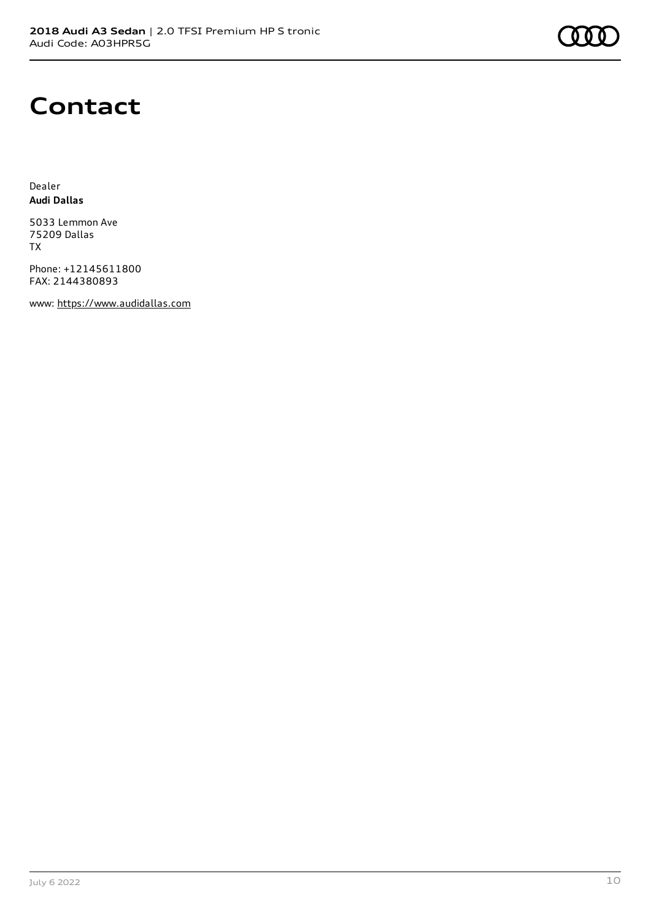# Contact

Dealer
**Audi Dallas**

5033 Lemmon Ave
75209 Dallas
TX

Phone: +12145611800
FAX: 2144380893

www: https://www.audidallas.com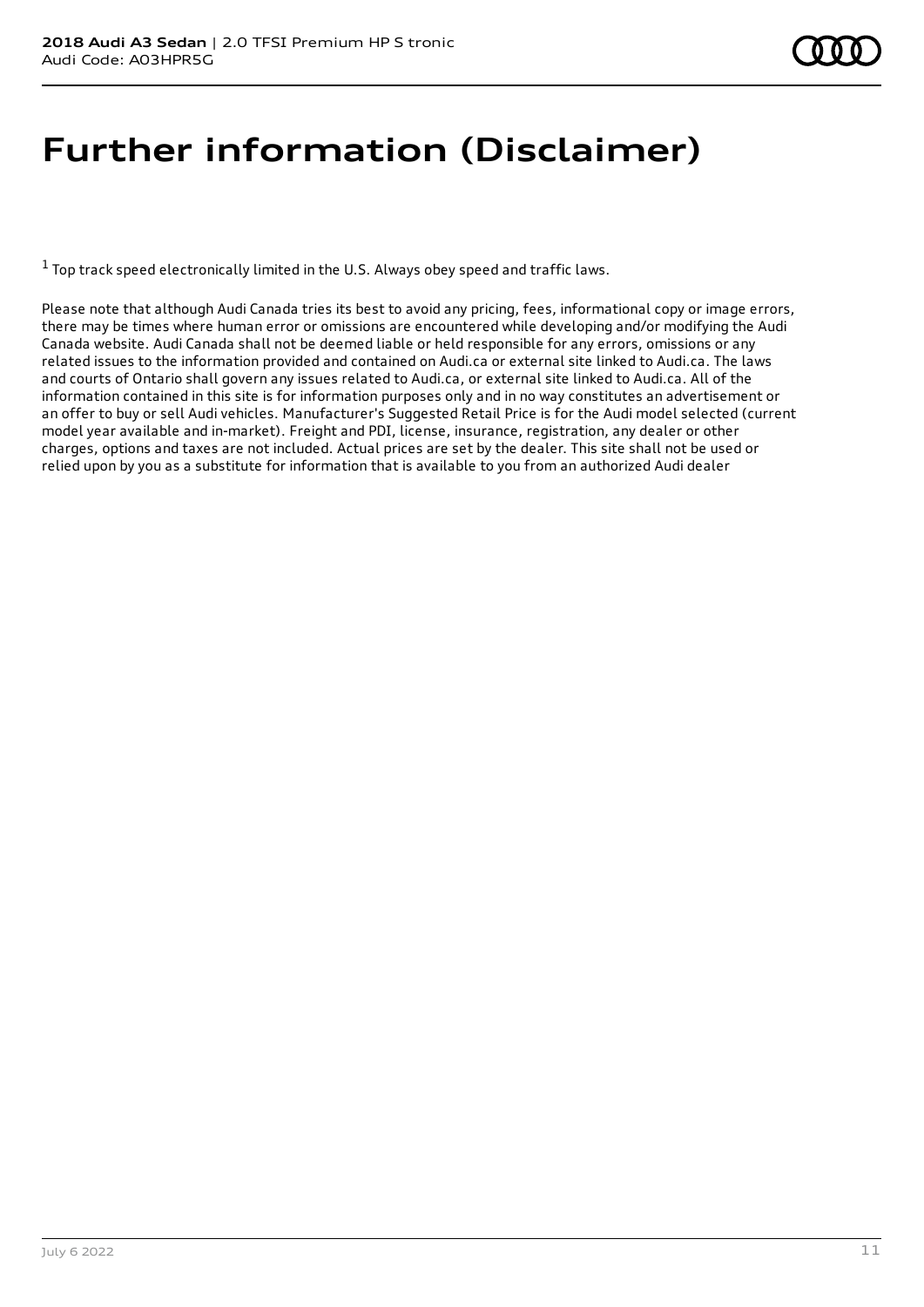# Further information (Disclaimer)

[1] Top track speed electronically limited in the U.S. Always obey speed and traffic laws.

Please note that although Audi Canada tries its best to avoid any pricing, fees, informational copy or image errors, there may be times where human error or omissions are encountered while developing and/or modifying the Audi Canada website. Audi Canada shall not be deemed liable or held responsible for any errors, omissions or any related issues to the information provided and contained on Audi.ca or external site linked to Audi.ca. The laws and courts of Ontario shall govern any issues related to Audi.ca, or external site linked to Audi.ca. All of the information contained in this site is for information purposes only and in no way constitutes an advertisement or an offer to buy or sell Audi vehicles. Manufacturer's Suggested Retail Price is for the Audi model selected (current model year available and in-market). Freight and PDI, license, insurance, registration, any dealer or other charges, options and taxes are not included. Actual prices are set by the dealer. This site shall not be used or relied upon by you as a substitute for information that is available to you from an authorized Audi dealer